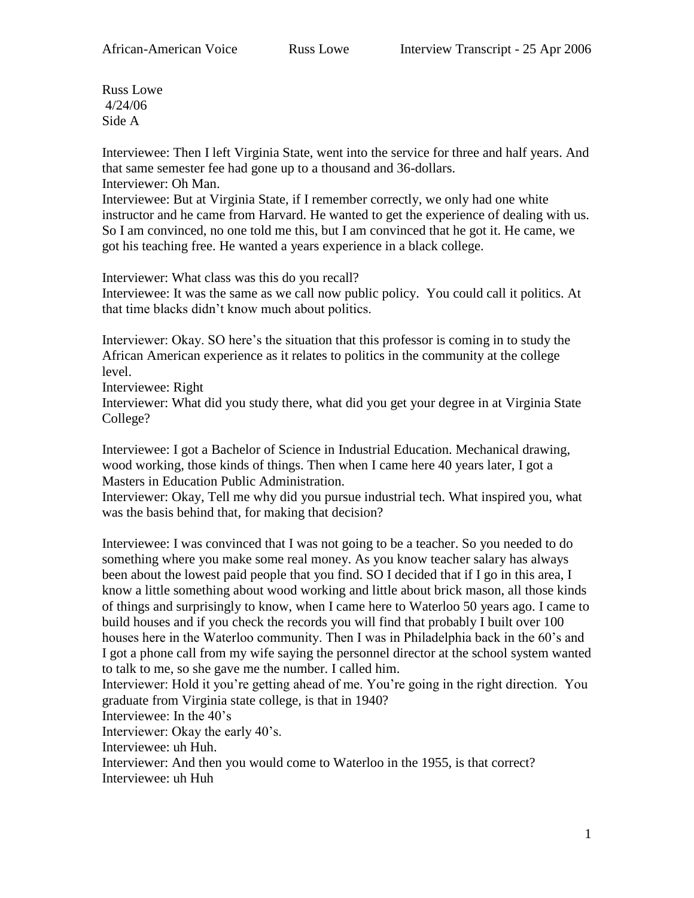Russ Lowe
4/24/06
Side A

Interviewee: Then I left Virginia State, went into the service for three and half years. And that same semester fee had gone up to a thousand and 36-dollars.
Interviewer: Oh Man.
Interviewee: But at Virginia State, if I remember correctly, we only had one white instructor and he came from Harvard. He wanted to get the experience of dealing with us. So I am convinced, no one told me this, but I am convinced that he got it. He came, we got his teaching free. He wanted a years experience in a black college.

Interviewer: What class was this do you recall?
Interviewee: It was the same as we call now public policy. You could call it politics. At that time blacks didn't know much about politics.

Interviewer: Okay. SO here's the situation that this professor is coming in to study the African American experience as it relates to politics in the community at the college level.
Interviewee: Right
Interviewer: What did you study there, what did you get your degree in at Virginia State College?

Interviewee: I got a Bachelor of Science in Industrial Education. Mechanical drawing, wood working, those kinds of things. Then when I came here 40 years later, I got a Masters in Education Public Administration.
Interviewer: Okay, Tell me why did you pursue industrial tech. What inspired you, what was the basis behind that, for making that decision?

Interviewee: I was convinced that I was not going to be a teacher. So you needed to do something where you make some real money. As you know teacher salary has always been about the lowest paid people that you find. SO I decided that if I go in this area, I know a little something about wood working and little about brick mason, all those kinds of things and surprisingly to know, when I came here to Waterloo 50 years ago. I came to build houses and if you check the records you will find that probably I built over 100 houses here in the Waterloo community. Then I was in Philadelphia back in the 60's and I got a phone call from my wife saying the personnel director at the school system wanted to talk to me, so she gave me the number. I called him.
Interviewer: Hold it you're getting ahead of me. You're going in the right direction. You graduate from Virginia state college, is that in 1940?
Interviewee: In the 40's
Interviewer: Okay the early 40's.
Interviewee: uh Huh.
Interviewer: And then you would come to Waterloo in the 1955, is that correct?
Interviewee: uh Huh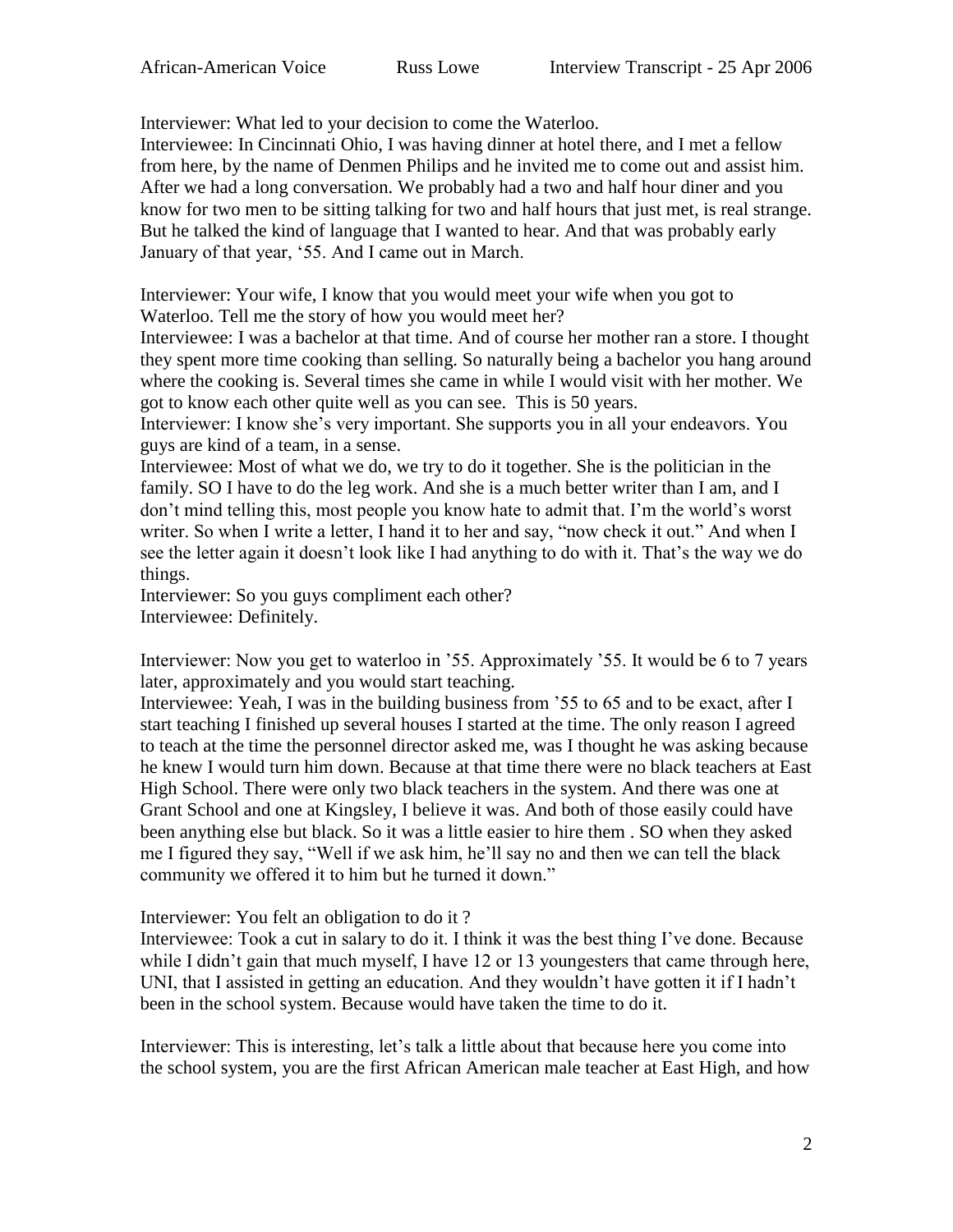Interviewer: What led to your decision to come the Waterloo.
Interviewee: In Cincinnati Ohio, I was having dinner at hotel there, and I met a fellow from here, by the name of Denmen Philips and he invited me to come out and assist him. After we had a long conversation. We probably had a two and half hour diner and you know for two men to be sitting talking for two and half hours that just met, is real strange. But he talked the kind of language that I wanted to hear. And that was probably early January of that year, '55. And I came out in March.

Interviewer: Your wife, I know that you would meet your wife when you got to Waterloo. Tell me the story of how you would meet her?
Interviewee: I was a bachelor at that time. And of course her mother ran a store. I thought they spent more time cooking than selling. So naturally being a bachelor you hang around where the cooking is. Several times she came in while I would visit with her mother. We got to know each other quite well as you can see. This is 50 years.
Interviewer: I know she's very important. She supports you in all your endeavors. You guys are kind of a team, in a sense.
Interviewee: Most of what we do, we try to do it together. She is the politician in the family. SO I have to do the leg work. And she is a much better writer than I am, and I don't mind telling this, most people you know hate to admit that. I'm the world's worst writer. So when I write a letter, I hand it to her and say, "now check it out." And when I see the letter again it doesn't look like I had anything to do with it. That's the way we do things.
Interviewer: So you guys compliment each other?
Interviewee: Definitely.

Interviewer: Now you get to waterloo in '55. Approximately '55. It would be 6 to 7 years later, approximately and you would start teaching.
Interviewee: Yeah, I was in the building business from '55 to 65 and to be exact, after I start teaching I finished up several houses I started at the time. The only reason I agreed to teach at the time the personnel director asked me, was I thought he was asking because he knew I would turn him down. Because at that time there were no black teachers at East High School. There were only two black teachers in the system. And there was one at Grant School and one at Kingsley, I believe it was. And both of those easily could have been anything else but black. So it was a little easier to hire them . SO when they asked me I figured they say, "Well if we ask him, he'll say no and then we can tell the black community we offered it to him but he turned it down."

Interviewer: You felt an obligation to do it ?
Interviewee: Took a cut in salary to do it. I think it was the best thing I've done. Because while I didn't gain that much myself, I have 12 or 13 youngesters that came through here, UNI, that I assisted in getting an education. And they wouldn't have gotten it if I hadn't been in the school system. Because would have taken the time to do it.

Interviewer: This is interesting, let's talk a little about that because here you come into the school system, you are the first African American male teacher at East High, and how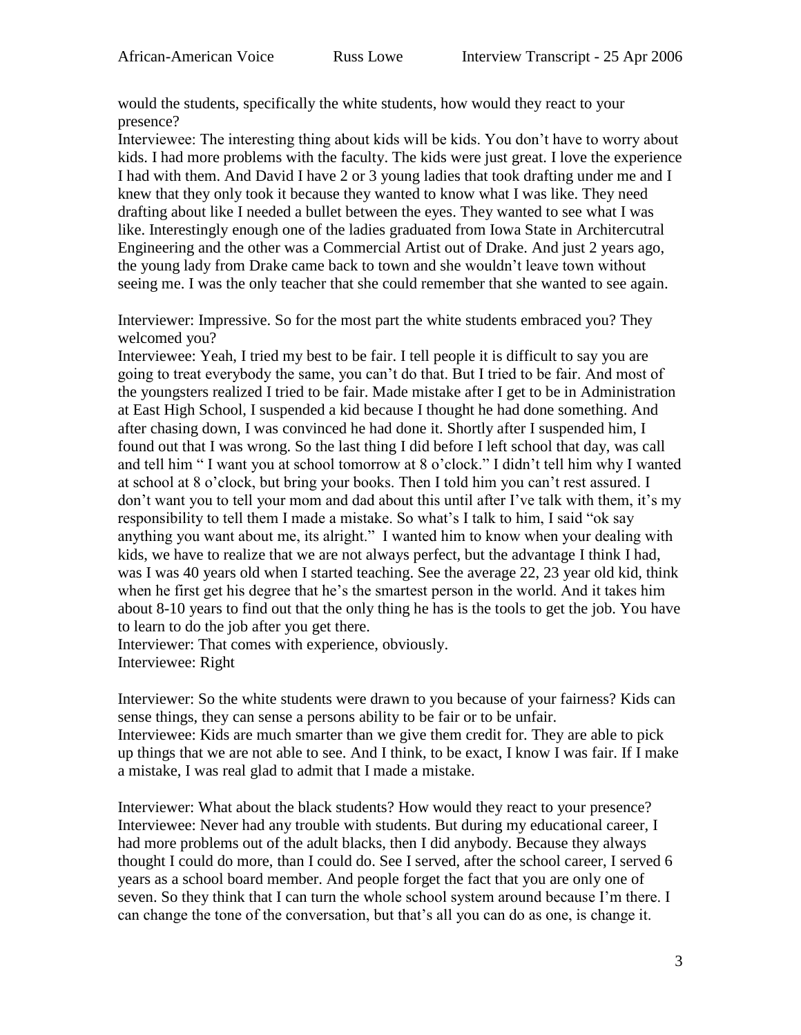would the students, specifically the white students, how would they react to your presence?

Interviewee: The interesting thing about kids will be kids. You don't have to worry about kids. I had more problems with the faculty. The kids were just great. I love the experience I had with them. And David I have 2 or 3 young ladies that took drafting under me and I knew that they only took it because they wanted to know what I was like. They need drafting about like I needed a bullet between the eyes. They wanted to see what I was like. Interestingly enough one of the ladies graduated from Iowa State in Architercutral Engineering and the other was a Commercial Artist out of Drake. And just 2 years ago, the young lady from Drake came back to town and she wouldn't leave town without seeing me. I was the only teacher that she could remember that she wanted to see again.

Interviewer: Impressive. So for the most part the white students embraced you? They welcomed you?

Interviewee: Yeah, I tried my best to be fair. I tell people it is difficult to say you are going to treat everybody the same, you can't do that. But I tried to be fair. And most of the youngsters realized I tried to be fair. Made mistake after I get to be in Administration at East High School, I suspended a kid because I thought he had done something. And after chasing down, I was convinced he had done it. Shortly after I suspended him, I found out that I was wrong. So the last thing I did before I left school that day, was call and tell him " I want you at school tomorrow at 8 o'clock." I didn't tell him why I wanted at school at 8 o'clock, but bring your books. Then I told him you can't rest assured. I don't want you to tell your mom and dad about this until after I've talk with them, it's my responsibility to tell them I made a mistake. So what's I talk to him, I said "ok say anything you want about me, its alright." I wanted him to know when your dealing with kids, we have to realize that we are not always perfect, but the advantage I think I had, was I was 40 years old when I started teaching. See the average 22, 23 year old kid, think when he first get his degree that he's the smartest person in the world. And it takes him about 8-10 years to find out that the only thing he has is the tools to get the job. You have to learn to do the job after you get there.

Interviewer: That comes with experience, obviously.

Interviewee: Right

Interviewer: So the white students were drawn to you because of your fairness? Kids can sense things, they can sense a persons ability to be fair or to be unfair.

Interviewee: Kids are much smarter than we give them credit for. They are able to pick up things that we are not able to see. And I think, to be exact, I know I was fair. If I make a mistake, I was real glad to admit that I made a mistake.

Interviewer: What about the black students? How would they react to your presence?

Interviewee: Never had any trouble with students. But during my educational career, I had more problems out of the adult blacks, then I did anybody. Because they always thought I could do more, than I could do. See I served, after the school career, I served 6 years as a school board member. And people forget the fact that you are only one of seven. So they think that I can turn the whole school system around because I'm there. I can change the tone of the conversation, but that's all you can do as one, is change it.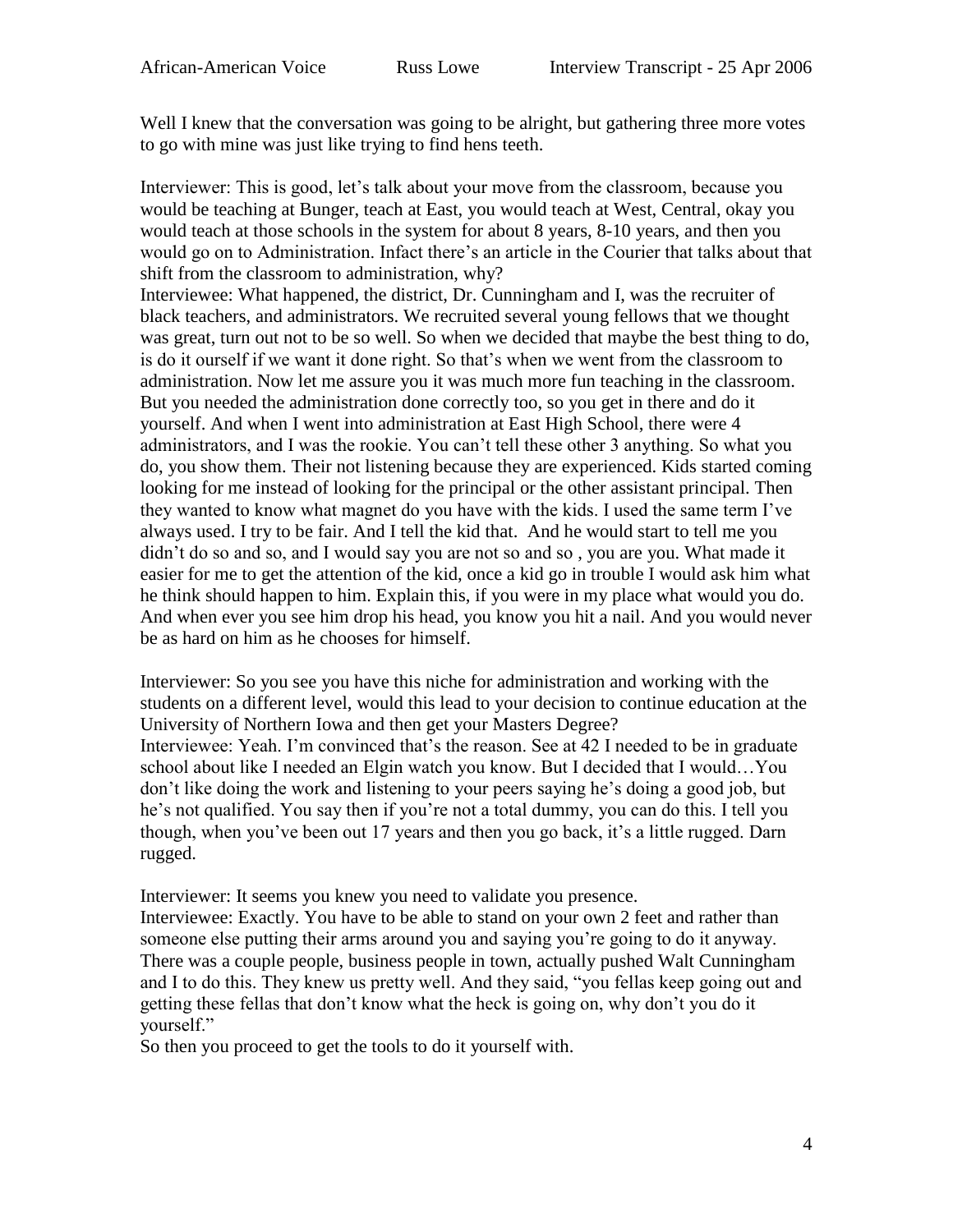Well I knew that the conversation was going to be alright, but gathering three more votes to go with mine was just like trying to find hens teeth.

Interviewer: This is good, let's talk about your move from the classroom, because you would be teaching at Bunger, teach at East, you would teach at West, Central, okay you would teach at those schools in the system for about 8 years, 8-10 years, and then you would go on to Administration. Infact there's an article in the Courier that talks about that shift from the classroom to administration, why?

Interviewee: What happened, the district, Dr. Cunningham and I, was the recruiter of black teachers, and administrators. We recruited several young fellows that we thought was great, turn out not to be so well. So when we decided that maybe the best thing to do, is do it ourself if we want it done right. So that's when we went from the classroom to administration. Now let me assure you it was much more fun teaching in the classroom. But you needed the administration done correctly too, so you get in there and do it yourself. And when I went into administration at East High School, there were 4 administrators, and I was the rookie. You can't tell these other 3 anything. So what you do, you show them. Their not listening because they are experienced. Kids started coming looking for me instead of looking for the principal or the other assistant principal. Then they wanted to know what magnet do you have with the kids. I used the same term I've always used. I try to be fair. And I tell the kid that. And he would start to tell me you didn't do so and so, and I would say you are not so and so , you are you. What made it easier for me to get the attention of the kid, once a kid go in trouble I would ask him what he think should happen to him. Explain this, if you were in my place what would you do. And when ever you see him drop his head, you know you hit a nail. And you would never be as hard on him as he chooses for himself.

Interviewer: So you see you have this niche for administration and working with the students on a different level, would this lead to your decision to continue education at the University of Northern Iowa and then get your Masters Degree?

Interviewee: Yeah. I'm convinced that's the reason. See at 42 I needed to be in graduate school about like I needed an Elgin watch you know. But I decided that I would…You don't like doing the work and listening to your peers saying he's doing a good job, but he's not qualified. You say then if you're not a total dummy, you can do this. I tell you though, when you've been out 17 years and then you go back, it's a little rugged. Darn rugged.

Interviewer: It seems you knew you need to validate you presence.

Interviewee: Exactly. You have to be able to stand on your own 2 feet and rather than someone else putting their arms around you and saying you're going to do it anyway. There was a couple people, business people in town, actually pushed Walt Cunningham and I to do this. They knew us pretty well. And they said, "you fellas keep going out and getting these fellas that don't know what the heck is going on, why don't you do it yourself."

So then you proceed to get the tools to do it yourself with.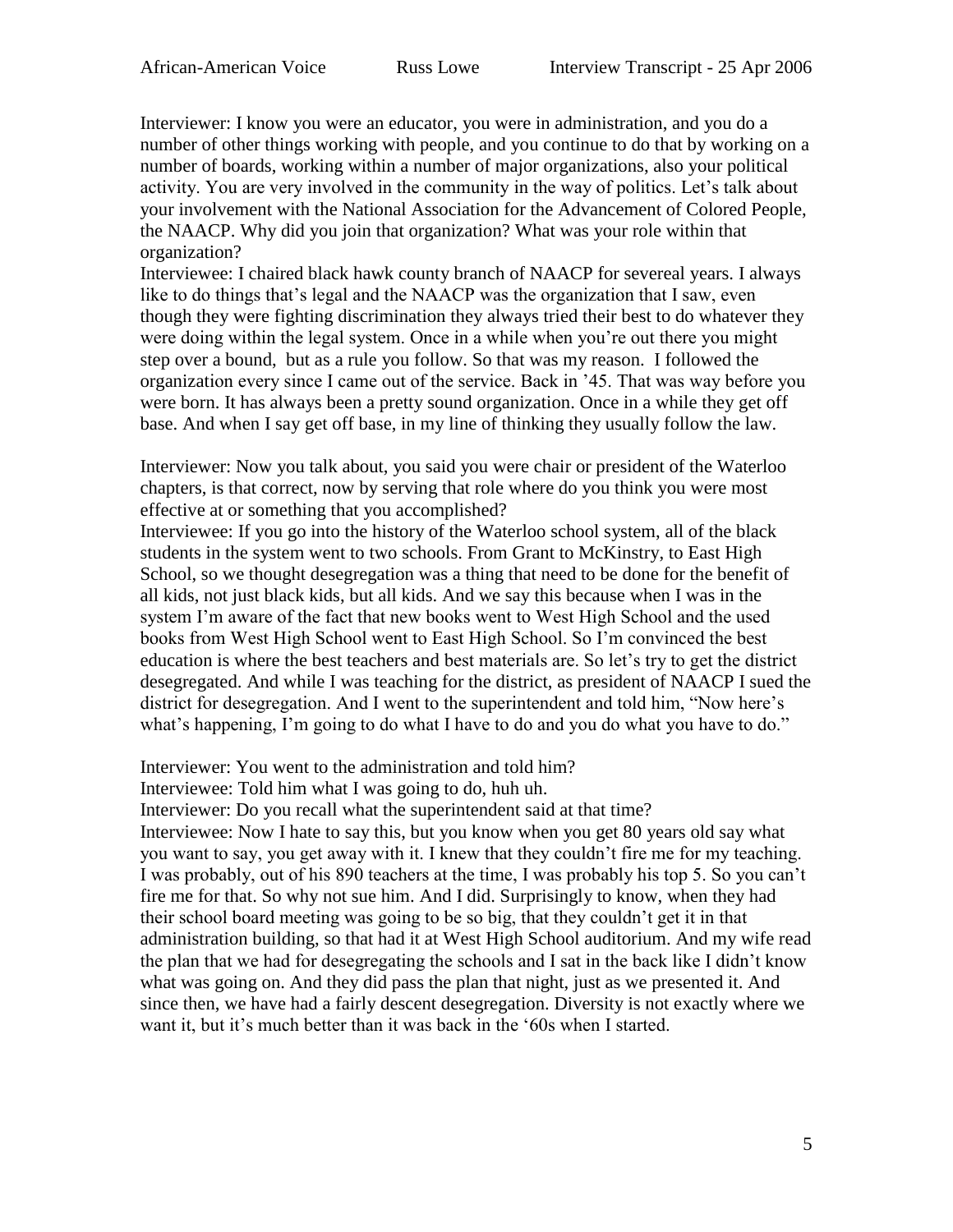Interviewer: I know you were an educator, you were in administration, and you do a number of other things working with people, and you continue to do that by working on a number of boards, working within a number of major organizations, also your political activity. You are very involved in the community in the way of politics. Let's talk about your involvement with the National Association for the Advancement of Colored People, the NAACP. Why did you join that organization? What was your role within that organization?

Interviewee: I chaired black hawk county branch of NAACP for severeal years. I always like to do things that's legal and the NAACP was the organization that I saw, even though they were fighting discrimination they always tried their best to do whatever they were doing within the legal system. Once in a while when you're out there you might step over a bound, but as a rule you follow. So that was my reason. I followed the organization every since I came out of the service. Back in '45. That was way before you were born. It has always been a pretty sound organization. Once in a while they get off base. And when I say get off base, in my line of thinking they usually follow the law.

Interviewer: Now you talk about, you said you were chair or president of the Waterloo chapters, is that correct, now by serving that role where do you think you were most effective at or something that you accomplished?

Interviewee: If you go into the history of the Waterloo school system, all of the black students in the system went to two schools. From Grant to McKinstry, to East High School, so we thought desegregation was a thing that need to be done for the benefit of all kids, not just black kids, but all kids. And we say this because when I was in the system I'm aware of the fact that new books went to West High School and the used books from West High School went to East High School. So I'm convinced the best education is where the best teachers and best materials are. So let's try to get the district desegregated. And while I was teaching for the district, as president of NAACP I sued the district for desegregation. And I went to the superintendent and told him, "Now here's what's happening, I'm going to do what I have to do and you do what you have to do."

Interviewer: You went to the administration and told him?

Interviewee: Told him what I was going to do, huh uh.

Interviewer: Do you recall what the superintendent said at that time?

Interviewee: Now I hate to say this, but you know when you get 80 years old say what you want to say, you get away with it. I knew that they couldn't fire me for my teaching. I was probably, out of his 890 teachers at the time, I was probably his top 5. So you can't fire me for that. So why not sue him. And I did. Surprisingly to know, when they had their school board meeting was going to be so big, that they couldn't get it in that administration building, so that had it at West High School auditorium. And my wife read the plan that we had for desegregating the schools and I sat in the back like I didn't know what was going on. And they did pass the plan that night, just as we presented it. And since then, we have had a fairly descent desegregation. Diversity is not exactly where we want it, but it's much better than it was back in the '60s when I started.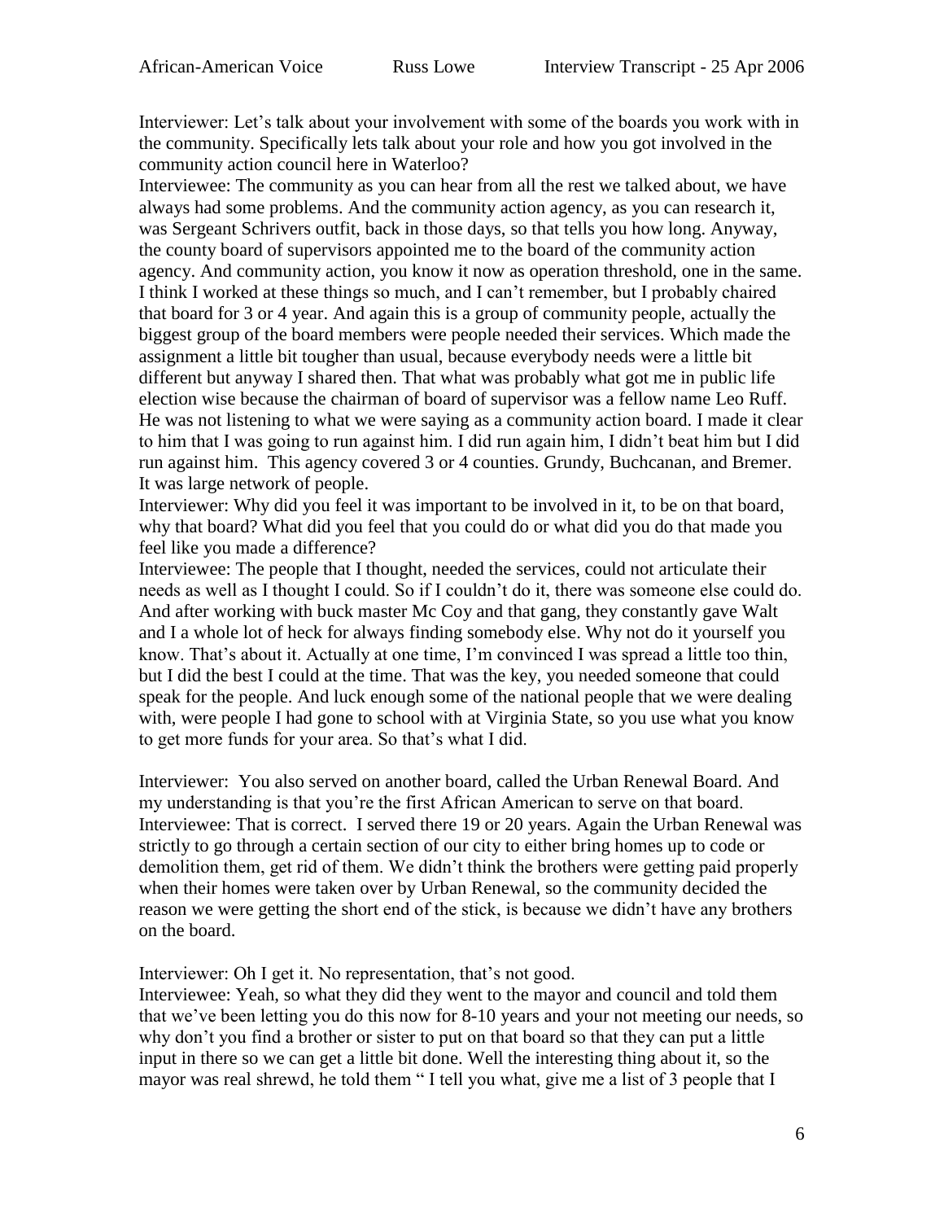Interviewer: Let's talk about your involvement with some of the boards you work with in the community. Specifically lets talk about your role and how you got involved in the community action council here in Waterloo?

Interviewee: The community as you can hear from all the rest we talked about, we have always had some problems. And the community action agency, as you can research it, was Sergeant Schrivers outfit, back in those days, so that tells you how long. Anyway, the county board of supervisors appointed me to the board of the community action agency. And community action, you know it now as operation threshold, one in the same. I think I worked at these things so much, and I can't remember, but I probably chaired that board for 3 or 4 year. And again this is a group of community people, actually the biggest group of the board members were people needed their services. Which made the assignment a little bit tougher than usual, because everybody needs were a little bit different but anyway I shared then. That what was probably what got me in public life election wise because the chairman of board of supervisor was a fellow name Leo Ruff. He was not listening to what we were saying as a community action board. I made it clear to him that I was going to run against him. I did run again him, I didn't beat him but I did run against him. This agency covered 3 or 4 counties. Grundy, Buchcanan, and Bremer. It was large network of people.

Interviewer: Why did you feel it was important to be involved in it, to be on that board, why that board? What did you feel that you could do or what did you do that made you feel like you made a difference?

Interviewee: The people that I thought, needed the services, could not articulate their needs as well as I thought I could. So if I couldn't do it, there was someone else could do. And after working with buck master Mc Coy and that gang, they constantly gave Walt and I a whole lot of heck for always finding somebody else. Why not do it yourself you know. That's about it. Actually at one time, I'm convinced I was spread a little too thin, but I did the best I could at the time. That was the key, you needed someone that could speak for the people. And luck enough some of the national people that we were dealing with, were people I had gone to school with at Virginia State, so you use what you know to get more funds for your area. So that's what I did.

Interviewer: You also served on another board, called the Urban Renewal Board. And my understanding is that you're the first African American to serve on that board.

Interviewee: That is correct. I served there 19 or 20 years. Again the Urban Renewal was strictly to go through a certain section of our city to either bring homes up to code or demolition them, get rid of them. We didn't think the brothers were getting paid properly when their homes were taken over by Urban Renewal, so the community decided the reason we were getting the short end of the stick, is because we didn't have any brothers on the board.

Interviewer: Oh I get it. No representation, that's not good.

Interviewee: Yeah, so what they did they went to the mayor and council and told them that we've been letting you do this now for 8-10 years and your not meeting our needs, so why don't you find a brother or sister to put on that board so that they can put a little input in there so we can get a little bit done. Well the interesting thing about it, so the mayor was real shrewd, he told them " I tell you what, give me a list of 3 people that I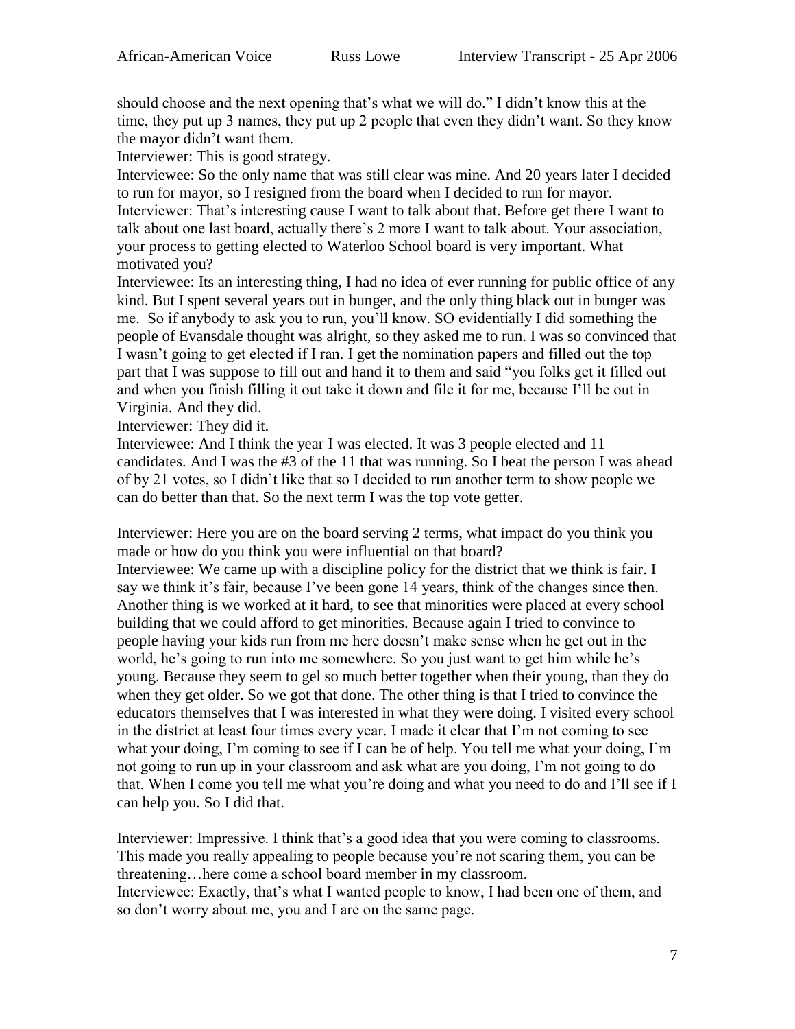should choose and the next opening that's what we will do." I didn't know this at the time, they put up 3 names, they put up 2 people that even they didn't want. So they know the mayor didn't want them.

Interviewer: This is good strategy.

Interviewee: So the only name that was still clear was mine. And 20 years later I decided to run for mayor, so I resigned from the board when I decided to run for mayor.

Interviewer: That's interesting cause I want to talk about that. Before get there I want to talk about one last board, actually there's 2 more I want to talk about. Your association, your process to getting elected to Waterloo School board is very important. What motivated you?

Interviewee: Its an interesting thing, I had no idea of ever running for public office of any kind. But I spent several years out in bunger, and the only thing black out in bunger was me. So if anybody to ask you to run, you'll know. SO evidentially I did something the people of Evansdale thought was alright, so they asked me to run. I was so convinced that I wasn't going to get elected if I ran. I get the nomination papers and filled out the top part that I was suppose to fill out and hand it to them and said "you folks get it filled out and when you finish filling it out take it down and file it for me, because I'll be out in Virginia. And they did.

Interviewer: They did it.

Interviewee: And I think the year I was elected. It was 3 people elected and 11 candidates. And I was the #3 of the 11 that was running. So I beat the person I was ahead of by 21 votes, so I didn't like that so I decided to run another term to show people we can do better than that. So the next term I was the top vote getter.

Interviewer: Here you are on the board serving 2 terms, what impact do you think you made or how do you think you were influential on that board?

Interviewee: We came up with a discipline policy for the district that we think is fair. I say we think it's fair, because I've been gone 14 years, think of the changes since then. Another thing is we worked at it hard, to see that minorities were placed at every school building that we could afford to get minorities. Because again I tried to convince to people having your kids run from me here doesn't make sense when he get out in the world, he's going to run into me somewhere. So you just want to get him while he's young. Because they seem to gel so much better together when their young, than they do when they get older. So we got that done. The other thing is that I tried to convince the educators themselves that I was interested in what they were doing. I visited every school in the district at least four times every year. I made it clear that I'm not coming to see what your doing, I'm coming to see if I can be of help. You tell me what your doing, I'm not going to run up in your classroom and ask what are you doing, I'm not going to do that. When I come you tell me what you're doing and what you need to do and I'll see if I can help you. So I did that.

Interviewer: Impressive. I think that's a good idea that you were coming to classrooms. This made you really appealing to people because you're not scaring them, you can be threatening…here come a school board member in my classroom.

Interviewee: Exactly, that's what I wanted people to know, I had been one of them, and so don't worry about me, you and I are on the same page.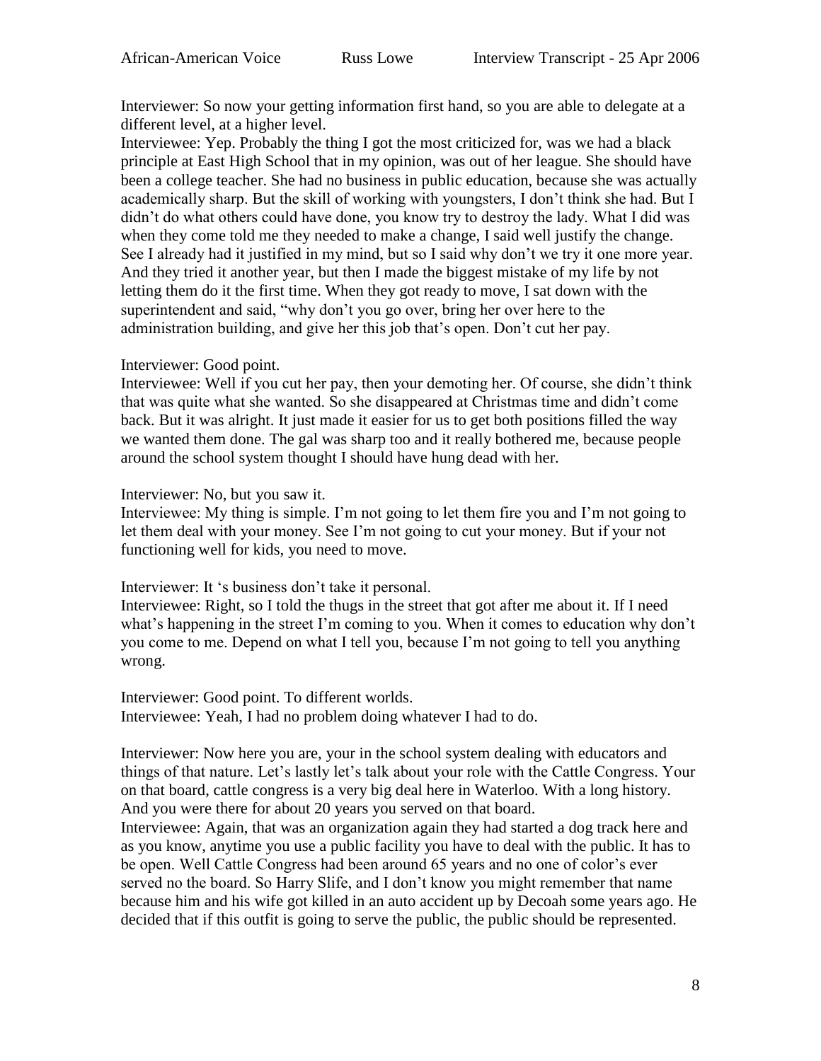Interviewer: So now your getting information first hand, so you are able to delegate at a different level, at a higher level.

Interviewee: Yep. Probably the thing I got the most criticized for, was we had a black principle at East High School that in my opinion, was out of her league. She should have been a college teacher. She had no business in public education, because she was actually academically sharp. But the skill of working with youngsters, I don't think she had. But I didn't do what others could have done, you know try to destroy the lady. What I did was when they come told me they needed to make a change, I said well justify the change. See I already had it justified in my mind, but so I said why don't we try it one more year. And they tried it another year, but then I made the biggest mistake of my life by not letting them do it the first time. When they got ready to move, I sat down with the superintendent and said, "why don't you go over, bring her over here to the administration building, and give her this job that's open. Don't cut her pay.

Interviewer: Good point.

Interviewee: Well if you cut her pay, then your demoting her. Of course, she didn't think that was quite what she wanted. So she disappeared at Christmas time and didn't come back. But it was alright. It just made it easier for us to get both positions filled the way we wanted them done. The gal was sharp too and it really bothered me, because people around the school system thought I should have hung dead with her.

Interviewer: No, but you saw it.

Interviewee: My thing is simple. I'm not going to let them fire you and I'm not going to let them deal with your money. See I'm not going to cut your money. But if your not functioning well for kids, you need to move.

Interviewer: It 's business don't take it personal.

Interviewee: Right, so I told the thugs in the street that got after me about it. If I need what's happening in the street I'm coming to you. When it comes to education why don't you come to me. Depend on what I tell you, because I'm not going to tell you anything wrong.

Interviewer: Good point. To different worlds.

Interviewee: Yeah, I had no problem doing whatever I had to do.

Interviewer: Now here you are, your in the school system dealing with educators and things of that nature. Let's lastly let's talk about your role with the Cattle Congress. Your on that board, cattle congress is a very big deal here in Waterloo. With a long history. And you were there for about 20 years you served on that board.

Interviewee: Again, that was an organization again they had started a dog track here and as you know, anytime you use a public facility you have to deal with the public. It has to be open. Well Cattle Congress had been around 65 years and no one of color's ever served no the board. So Harry Slife, and I don't know you might remember that name because him and his wife got killed in an auto accident up by Decoah some years ago. He decided that if this outfit is going to serve the public, the public should be represented.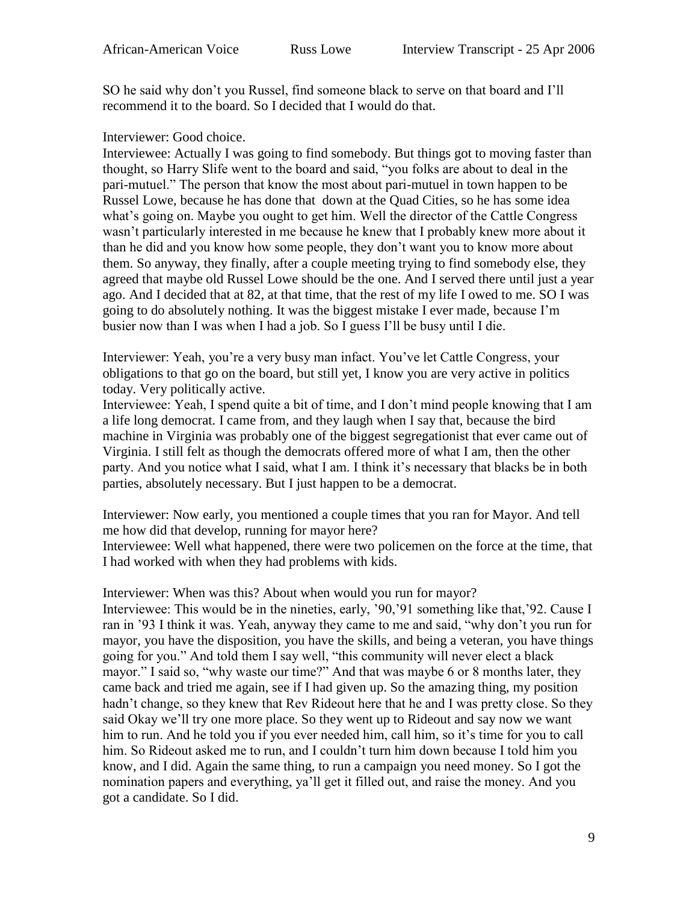SO he said why don't you Russel, find someone black to serve on that board and I'll recommend it to the board. So I decided that I would do that.

Interviewer: Good choice.
Interviewee: Actually I was going to find somebody. But things got to moving faster than thought, so Harry Slife went to the board and said, "you folks are about to deal in the pari-mutuel." The person that know the most about pari-mutuel in town happen to be Russel Lowe, because he has done that down at the Quad Cities, so he has some idea what's going on. Maybe you ought to get him. Well the director of the Cattle Congress wasn't particularly interested in me because he knew that I probably knew more about it than he did and you know how some people, they don't want you to know more about them. So anyway, they finally, after a couple meeting trying to find somebody else, they agreed that maybe old Russel Lowe should be the one. And I served there until just a year ago. And I decided that at 82, at that time, that the rest of my life I owed to me. SO I was going to do absolutely nothing. It was the biggest mistake I ever made, because I'm busier now than I was when I had a job. So I guess I'll be busy until I die.

Interviewer: Yeah, you're a very busy man infact. You've let Cattle Congress, your obligations to that go on the board, but still yet, I know you are very active in politics today. Very politically active.
Interviewee: Yeah, I spend quite a bit of time, and I don't mind people knowing that I am a life long democrat. I came from, and they laugh when I say that, because the bird machine in Virginia was probably one of the biggest segregationist that ever came out of Virginia. I still felt as though the democrats offered more of what I am, then the other party. And you notice what I said, what I am. I think it's necessary that blacks be in both parties, absolutely necessary. But I just happen to be a democrat.

Interviewer: Now early, you mentioned a couple times that you ran for Mayor. And tell me how did that develop, running for mayor here?
Interviewee: Well what happened, there were two policemen on the force at the time, that I had worked with when they had problems with kids.

Interviewer: When was this? About when would you run for mayor?
Interviewee: This would be in the nineties, early, '90,'91 something like that,'92. Cause I ran in '93 I think it was. Yeah, anyway they came to me and said, "why don't you run for mayor, you have the disposition, you have the skills, and being a veteran, you have things going for you." And told them I say well, "this community will never elect a black mayor." I said so, "why waste our time?" And that was maybe 6 or 8 months later, they came back and tried me again, see if I had given up. So the amazing thing, my position hadn't change, so they knew that Rev Rideout here that he and I was pretty close. So they said Okay we'll try one more place. So they went up to Rideout and say now we want him to run. And he told you if you ever needed him, call him, so it's time for you to call him. So Rideout asked me to run, and I couldn't turn him down because I told him you know, and I did. Again the same thing, to run a campaign you need money. So I got the nomination papers and everything, ya'll get it filled out, and raise the money. And you got a candidate. So I did.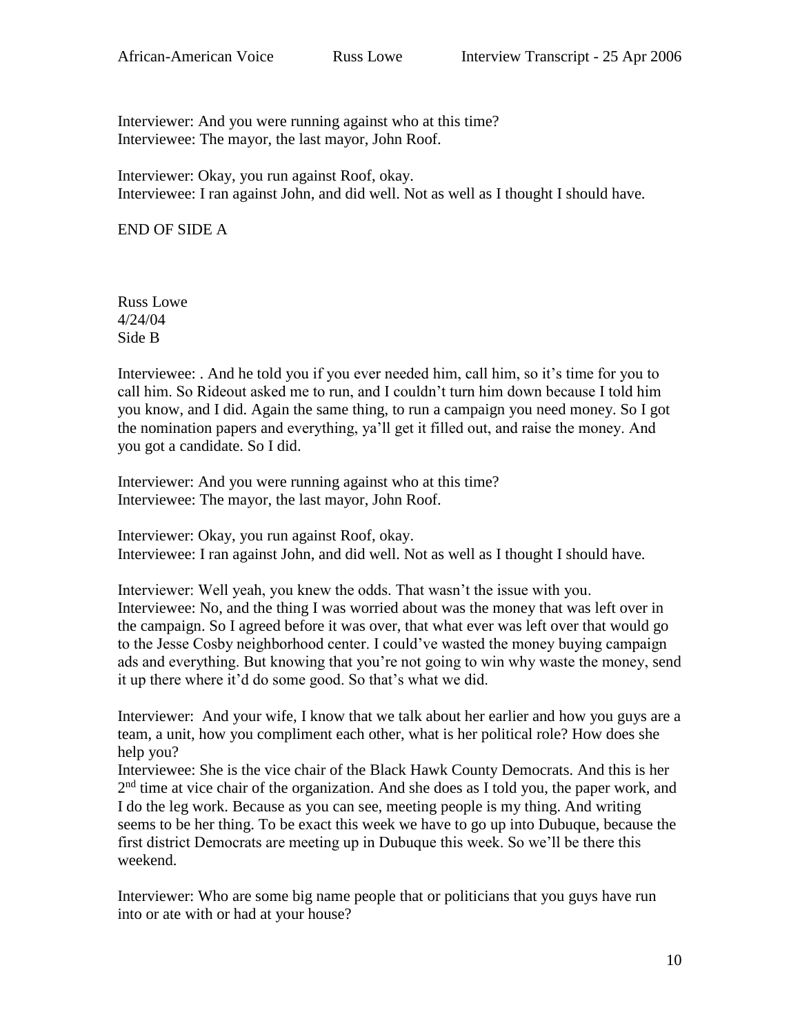Interviewer: And you were running against who at this time?
Interviewee: The mayor, the last mayor, John Roof.

Interviewer: Okay, you run against Roof, okay.
Interviewee: I ran against John, and did well. Not as well as I thought I should have.

END OF SIDE A

Russ Lowe
4/24/04
Side B

Interviewee: . And he told you if you ever needed him, call him, so it's time for you to call him. So Rideout asked me to run, and I couldn't turn him down because I told him you know, and I did. Again the same thing, to run a campaign you need money. So I got the nomination papers and everything, ya'll get it filled out, and raise the money. And you got a candidate. So I did.

Interviewer: And you were running against who at this time?
Interviewee: The mayor, the last mayor, John Roof.

Interviewer: Okay, you run against Roof, okay.
Interviewee: I ran against John, and did well. Not as well as I thought I should have.

Interviewer: Well yeah, you knew the odds. That wasn't the issue with you.
Interviewee: No, and the thing I was worried about was the money that was left over in the campaign. So I agreed before it was over, that what ever was left over that would go to the Jesse Cosby neighborhood center. I could've wasted the money buying campaign ads and everything. But knowing that you're not going to win why waste the money, send it up there where it'd do some good. So that's what we did.

Interviewer: And your wife, I know that we talk about her earlier and how you guys are a team, a unit, how you compliment each other, what is her political role? How does she help you?
Interviewee: She is the vice chair of the Black Hawk County Democrats. And this is her 2nd time at vice chair of the organization. And she does as I told you, the paper work, and I do the leg work. Because as you can see, meeting people is my thing. And writing seems to be her thing. To be exact this week we have to go up into Dubuque, because the first district Democrats are meeting up in Dubuque this week. So we'll be there this weekend.

Interviewer: Who are some big name people that or politicians that you guys have run into or ate with or had at your house?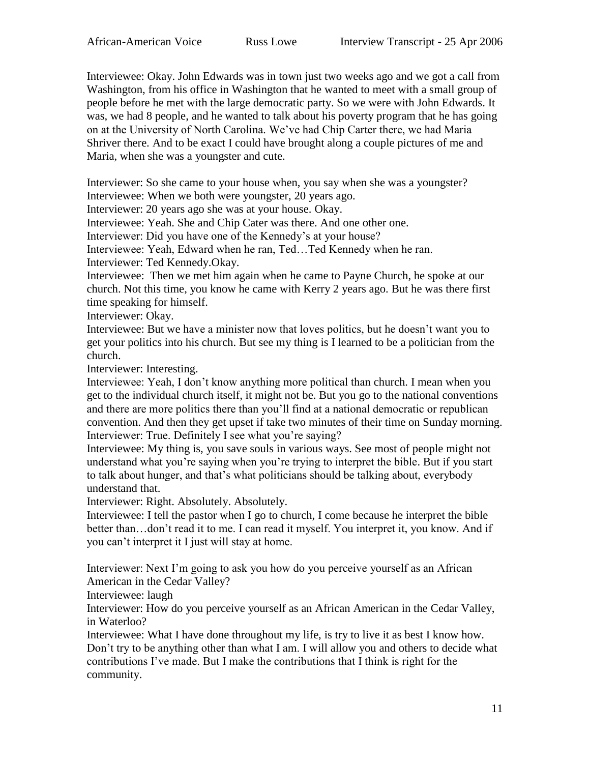Interviewee: Okay. John Edwards was in town just two weeks ago and we got a call from Washington, from his office in Washington that he wanted to meet with a small group of people before he met with the large democratic party. So we were with John Edwards. It was, we had 8 people, and he wanted to talk about his poverty program that he has going on at the University of North Carolina. We've had Chip Carter there, we had Maria Shriver there. And to be exact I could have brought along a couple pictures of me and Maria, when she was a youngster and cute.

Interviewer: So she came to your house when, you say when she was a youngster?
Interviewee: When we both were youngster, 20 years ago.
Interviewer: 20 years ago she was at your house. Okay.
Interviewee: Yeah. She and Chip Cater was there. And one other one.
Interviewer: Did you have one of the Kennedy's at your house?
Interviewee: Yeah, Edward when he ran, Ted…Ted Kennedy when he ran.
Interviewer: Ted Kennedy.Okay.
Interviewee: Then we met him again when he came to Payne Church, he spoke at our church. Not this time, you know he came with Kerry 2 years ago. But he was there first time speaking for himself.
Interviewer: Okay.
Interviewee: But we have a minister now that loves politics, but he doesn't want you to get your politics into his church. But see my thing is I learned to be a politician from the church.
Interviewer: Interesting.
Interviewee: Yeah, I don't know anything more political than church. I mean when you get to the individual church itself, it might not be. But you go to the national conventions and there are more politics there than you'll find at a national democratic or republican convention. And then they get upset if take two minutes of their time on Sunday morning.
Interviewer: True. Definitely I see what you're saying?
Interviewee: My thing is, you save souls in various ways. See most of people might not understand what you're saying when you're trying to interpret the bible. But if you start to talk about hunger, and that's what politicians should be talking about, everybody understand that.
Interviewer: Right. Absolutely. Absolutely.
Interviewee: I tell the pastor when I go to church, I come because he interpret the bible better than…don't read it to me. I can read it myself. You interpret it, you know. And if you can't interpret it I just will stay at home.

Interviewer: Next I'm going to ask you how do you perceive yourself as an African American in the Cedar Valley?
Interviewee: laugh
Interviewer: How do you perceive yourself as an African American in the Cedar Valley, in Waterloo?
Interviewee: What I have done throughout my life, is try to live it as best I know how. Don't try to be anything other than what I am. I will allow you and others to decide what contributions I've made. But I make the contributions that I think is right for the community.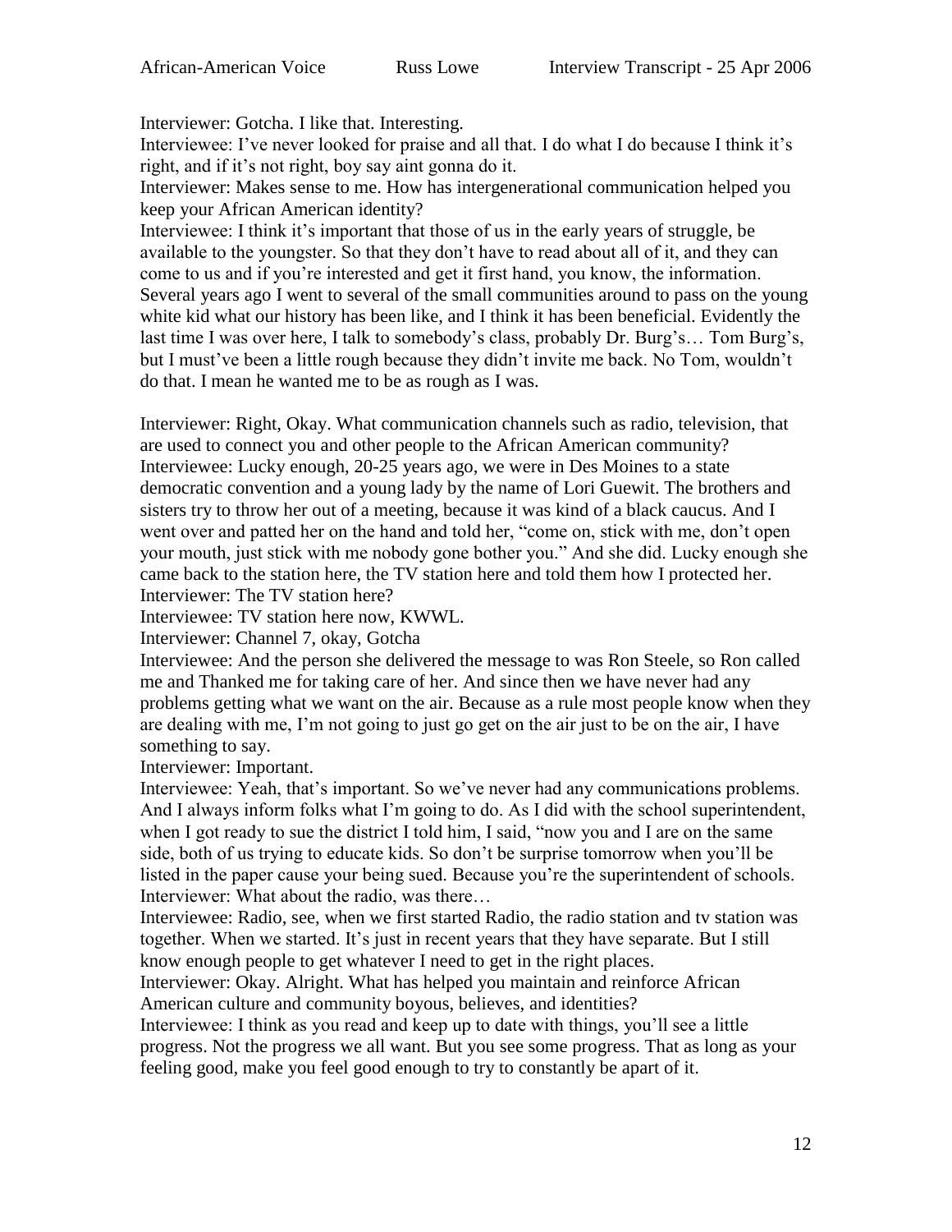Interviewer: Gotcha. I like that. Interesting.

Interviewee: I've never looked for praise and all that. I do what I do because I think it's right, and if it's not right, boy say aint gonna do it.

Interviewer: Makes sense to me. How has intergenerational communication helped you keep your African American identity?

Interviewee: I think it's important that those of us in the early years of struggle, be available to the youngster. So that they don't have to read about all of it, and they can come to us and if you're interested and get it first hand, you know, the information. Several years ago I went to several of the small communities around to pass on the young white kid what our history has been like, and I think it has been beneficial. Evidently the last time I was over here, I talk to somebody's class, probably Dr. Burg's… Tom Burg's, but I must've been a little rough because they didn't invite me back. No Tom, wouldn't do that. I mean he wanted me to be as rough as I was.

Interviewer: Right, Okay. What communication channels such as radio, television, that are used to connect you and other people to the African American community?

Interviewee: Lucky enough, 20-25 years ago, we were in Des Moines to a state democratic convention and a young lady by the name of Lori Guewit. The brothers and sisters try to throw her out of a meeting, because it was kind of a black caucus. And I went over and patted her on the hand and told her, "come on, stick with me, don't open your mouth, just stick with me nobody gone bother you." And she did. Lucky enough she came back to the station here, the TV station here and told them how I protected her.

Interviewer: The TV station here?

Interviewee: TV station here now, KWWL.

Interviewer: Channel 7, okay, Gotcha

Interviewee: And the person she delivered the message to was Ron Steele, so Ron called me and Thanked me for taking care of her. And since then we have never had any problems getting what we want on the air. Because as a rule most people know when they are dealing with me, I'm not going to just go get on the air just to be on the air, I have something to say.

Interviewer: Important.

Interviewee: Yeah, that's important. So we've never had any communications problems. And I always inform folks what I'm going to do. As I did with the school superintendent, when I got ready to sue the district I told him, I said, "now you and I are on the same side, both of us trying to educate kids. So don't be surprise tomorrow when you'll be listed in the paper cause your being sued. Because you're the superintendent of schools.

Interviewer: What about the radio, was there…

Interviewee: Radio, see, when we first started Radio, the radio station and tv station was together. When we started. It's just in recent years that they have separate. But I still know enough people to get whatever I need to get in the right places.

Interviewer: Okay. Alright. What has helped you maintain and reinforce African American culture and community boyous, believes, and identities?

Interviewee: I think as you read and keep up to date with things, you'll see a little progress. Not the progress we all want. But you see some progress. That as long as your feeling good, make you feel good enough to try to constantly be apart of it.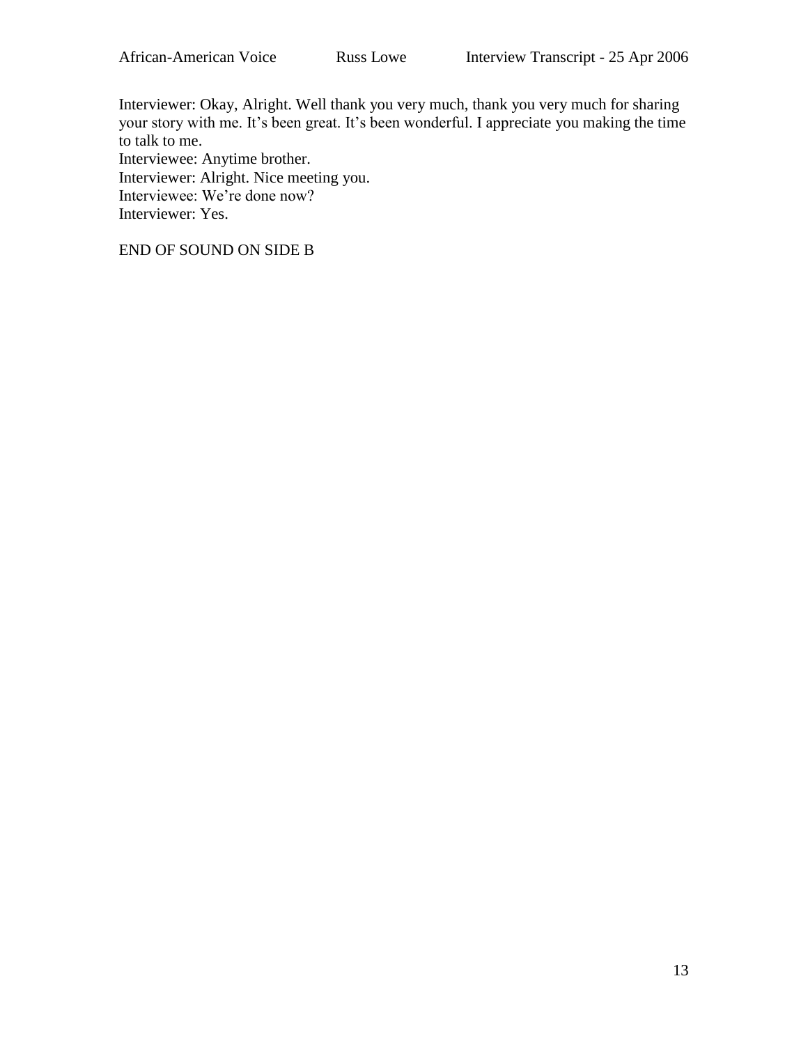Interviewer: Okay, Alright. Well thank you very much, thank you very much for sharing your story with me. It's been great. It's been wonderful. I appreciate you making the time to talk to me.
Interviewee: Anytime brother.
Interviewer: Alright. Nice meeting you.
Interviewee: We're done now?
Interviewer: Yes.

END OF SOUND ON SIDE B